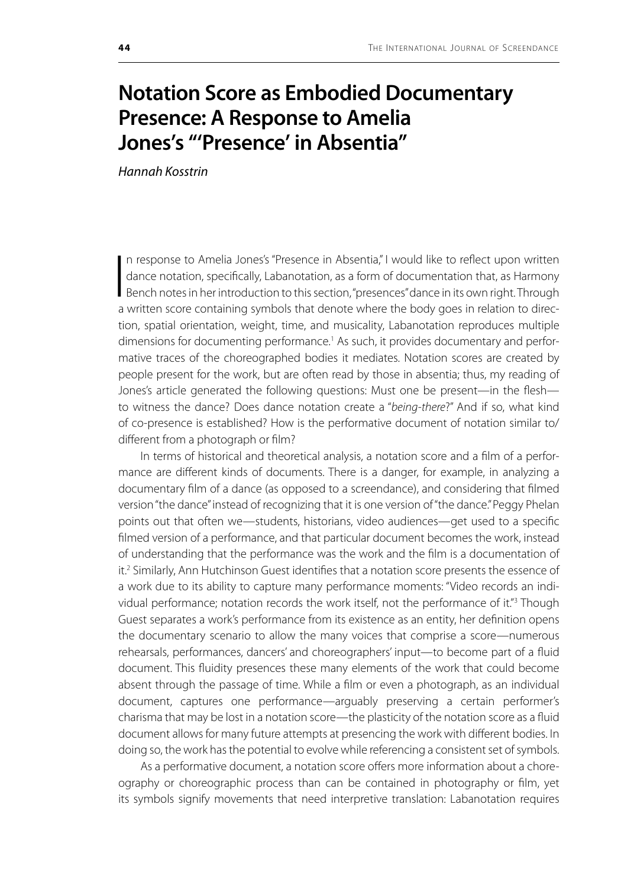# Notation Score as Embodied Documentary Presence: A Response to Amelia Jones's "'Presence' in Absentia"

*Hannah Kosstrin*

In response to Amelia Jones's "Presence in Absentia," I would like to reflect upon written dance notation, specifically, Labanotation, as a form of documentation that, as Harmony Bench notes in her introduction to this section, "presences" dance in its own right. Through a written score containing symbols that denote where the body goes in relation to direction, spatial orientation, weight, time, and musicality, Labanotation reproduces multiple dimensions for documenting performance.[1] As such, it provides documentary and performative traces of the choreographed bodies it mediates. Notation scores are created by people present for the work, but are often read by those in absentia; thus, my reading of Jones's article generated the following questions: Must one be present—in the flesh—to witness the dance? Does dance notation create a "*being-there*?" And if so, what kind of co-presence is established? How is the performative document of notation similar to/different from a photograph or film?

In terms of historical and theoretical analysis, a notation score and a film of a performance are different kinds of documents. There is a danger, for example, in analyzing a documentary film of a dance (as opposed to a screendance), and considering that filmed version "the dance" instead of recognizing that it is one version of "the dance." Peggy Phelan points out that often we—students, historians, video audiences—get used to a specific filmed version of a performance, and that particular document becomes the work, instead of understanding that the performance was the work and the film is a documentation of it.[2] Similarly, Ann Hutchinson Guest identifies that a notation score presents the essence of a work due to its ability to capture many performance moments: "Video records an individual performance; notation records the work itself, not the performance of it."[3] Though Guest separates a work's performance from its existence as an entity, her definition opens the documentary scenario to allow the many voices that comprise a score—numerous rehearsals, performances, dancers' and choreographers' input—to become part of a fluid document. This fluidity presences these many elements of the work that could become absent through the passage of time. While a film or even a photograph, as an individual document, captures one performance—arguably preserving a certain performer's charisma that may be lost in a notation score—the plasticity of the notation score as a fluid document allows for many future attempts at presencing the work with different bodies. In doing so, the work has the potential to evolve while referencing a consistent set of symbols.

As a performative document, a notation score offers more information about a choreography or choreographic process than can be contained in photography or film, yet its symbols signify movements that need interpretive translation: Labanotation requires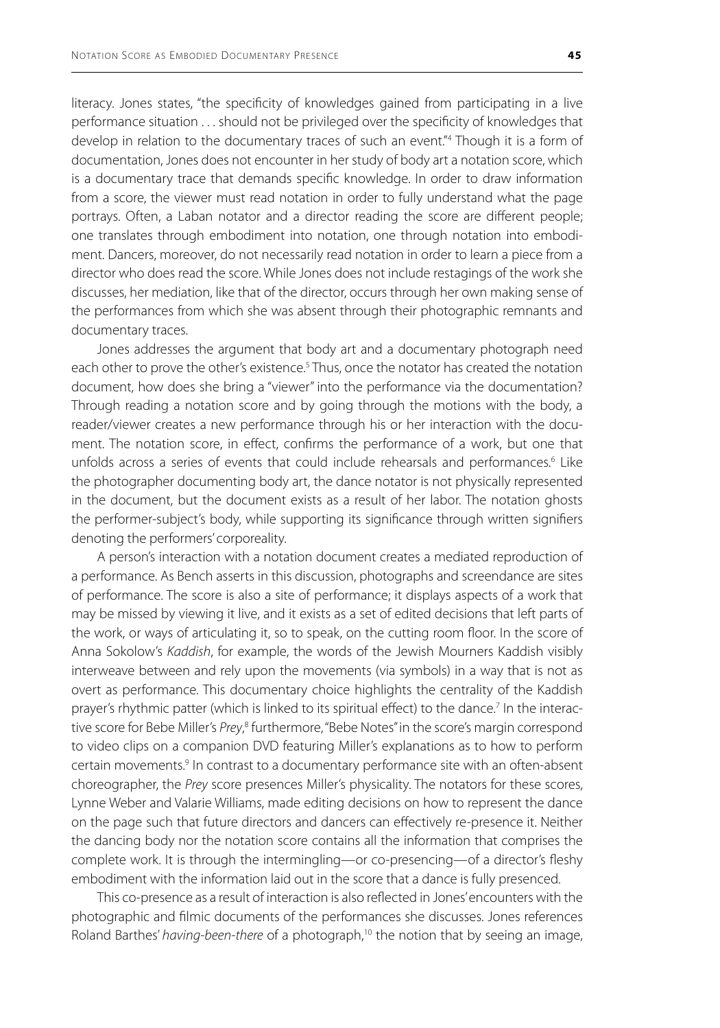literacy. Jones states, "the specificity of knowledges gained from participating in a live performance situation . . . should not be privileged over the specificity of knowledges that develop in relation to the documentary traces of such an event."[4] Though it is a form of documentation, Jones does not encounter in her study of body art a notation score, which is a documentary trace that demands specific knowledge. In order to draw information from a score, the viewer must read notation in order to fully understand what the page portrays. Often, a Laban notator and a director reading the score are different people; one translates through embodiment into notation, one through notation into embodiment. Dancers, moreover, do not necessarily read notation in order to learn a piece from a director who does read the score. While Jones does not include restagings of the work she discusses, her mediation, like that of the director, occurs through her own making sense of the performances from which she was absent through their photographic remnants and documentary traces.

Jones addresses the argument that body art and a documentary photograph need each other to prove the other's existence.[5] Thus, once the notator has created the notation document, how does she bring a "viewer" into the performance via the documentation? Through reading a notation score and by going through the motions with the body, a reader/viewer creates a new performance through his or her interaction with the document. The notation score, in effect, confirms the performance of a work, but one that unfolds across a series of events that could include rehearsals and performances.[6] Like the photographer documenting body art, the dance notator is not physically represented in the document, but the document exists as a result of her labor. The notation ghosts the performer-subject's body, while supporting its significance through written signifiers denoting the performers' corporeality.

A person's interaction with a notation document creates a mediated reproduction of a performance. As Bench asserts in this discussion, photographs and screendance are sites of performance. The score is also a site of performance; it displays aspects of a work that may be missed by viewing it live, and it exists as a set of edited decisions that left parts of the work, or ways of articulating it, so to speak, on the cutting room floor. In the score of Anna Sokolow's *Kaddish*, for example, the words of the Jewish Mourners Kaddish visibly interweave between and rely upon the movements (via symbols) in a way that is not as overt as performance. This documentary choice highlights the centrality of the Kaddish prayer's rhythmic patter (which is linked to its spiritual effect) to the dance.[7] In the interactive score for Bebe Miller's *Prey*,[8] furthermore, "Bebe Notes" in the score's margin correspond to video clips on a companion DVD featuring Miller's explanations as to how to perform certain movements.[9] In contrast to a documentary performance site with an often-absent choreographer, the *Prey* score presences Miller's physicality. The notators for these scores, Lynne Weber and Valarie Williams, made editing decisions on how to represent the dance on the page such that future directors and dancers can effectively re-presence it. Neither the dancing body nor the notation score contains all the information that comprises the complete work. It is through the intermingling—or co-presencing—of a director's fleshy embodiment with the information laid out in the score that a dance is fully presenced.

This co-presence as a result of interaction is also reflected in Jones' encounters with the photographic and filmic documents of the performances she discusses. Jones references Roland Barthes' *having-been-there* of a photograph,[10] the notion that by seeing an image,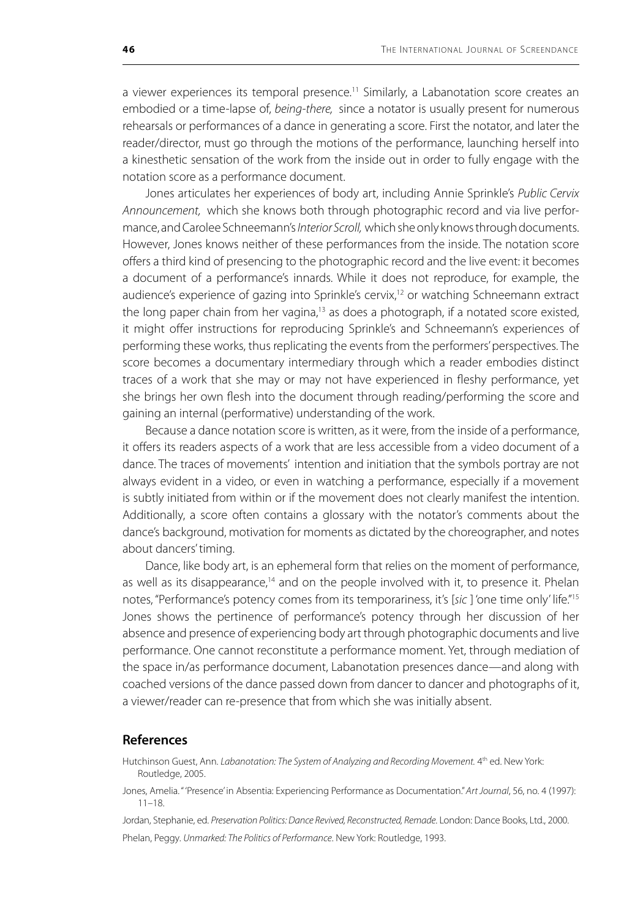a viewer experiences its temporal presence.[11] Similarly, a Labanotation score creates an embodied or a time-lapse of, *being-there,* since a notator is usually present for numerous rehearsals or performances of a dance in generating a score. First the notator, and later the reader/director, must go through the motions of the performance, launching herself into a kinesthetic sensation of the work from the inside out in order to fully engage with the notation score as a performance document.

Jones articulates her experiences of body art, including Annie Sprinkle's *Public Cervix Announcement,* which she knows both through photographic record and via live performance, and Carolee Schneemann's *Interior Scroll,* which she only knows through documents. However, Jones knows neither of these performances from the inside. The notation score offers a third kind of presencing to the photographic record and the live event: it becomes a document of a performance's innards. While it does not reproduce, for example, the audience's experience of gazing into Sprinkle's cervix,[12] or watching Schneemann extract the long paper chain from her vagina,[13] as does a photograph, if a notated score existed, it might offer instructions for reproducing Sprinkle's and Schneemann's experiences of performing these works, thus replicating the events from the performers' perspectives. The score becomes a documentary intermediary through which a reader embodies distinct traces of a work that she may or may not have experienced in fleshy performance, yet she brings her own flesh into the document through reading/performing the score and gaining an internal (performative) understanding of the work.

Because a dance notation score is written, as it were, from the inside of a performance, it offers its readers aspects of a work that are less accessible from a video document of a dance. The traces of movements' intention and initiation that the symbols portray are not always evident in a video, or even in watching a performance, especially if a movement is subtly initiated from within or if the movement does not clearly manifest the intention. Additionally, a score often contains a glossary with the notator's comments about the dance's background, motivation for moments as dictated by the choreographer, and notes about dancers' timing.

Dance, like body art, is an ephemeral form that relies on the moment of performance, as well as its disappearance,[14] and on the people involved with it, to presence it. Phelan notes, "Performance's potency comes from its temporariness, it's [*sic* ] 'one time only' life."[15] Jones shows the pertinence of performance's potency through her discussion of her absence and presence of experiencing body art through photographic documents and live performance. One cannot reconstitute a performance moment. Yet, through mediation of the space in/as performance document, Labanotation presences dance—and along with coached versions of the dance passed down from dancer to dancer and photographs of it, a viewer/reader can re-presence that from which she was initially absent.

## References

Hutchinson Guest, Ann. *Labanotation: The System of Analyzing and Recording Movement.* 4th ed. New York: Routledge, 2005.

Jones, Amelia. "'Presence' in Absentia: Experiencing Performance as Documentation." *Art Journal*, 56, no. 4 (1997): 11–18.

Jordan, Stephanie, ed. *Preservation Politics: Dance Revived, Reconstructed, Remade*. London: Dance Books, Ltd., 2000.

Phelan, Peggy. *Unmarked: The Politics of Performance*. New York: Routledge, 1993.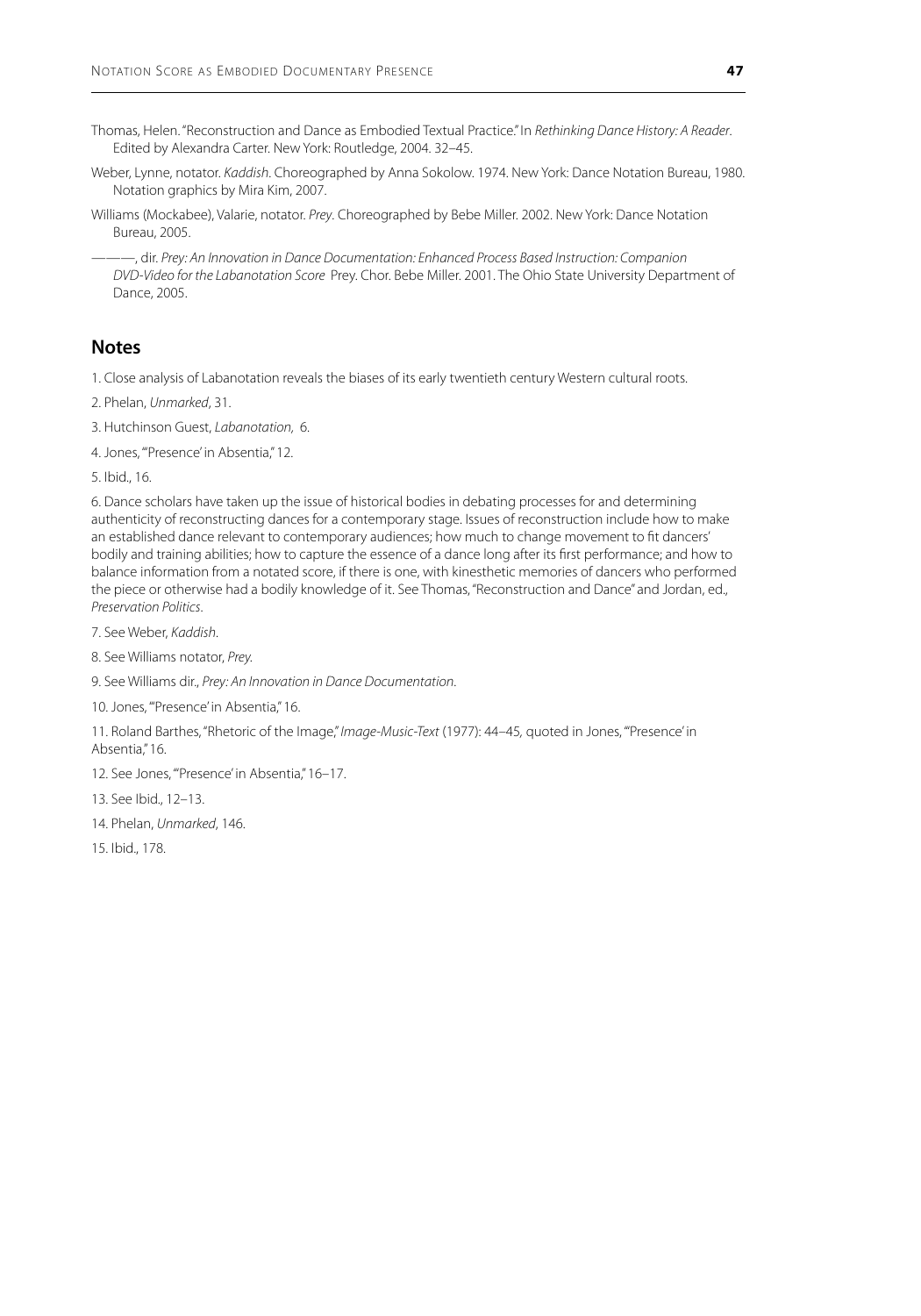Thomas, Helen. "Reconstruction and Dance as Embodied Textual Practice." In *Rethinking Dance History: A Reader*. Edited by Alexandra Carter. New York: Routledge, 2004. 32–45.

Weber, Lynne, notator. *Kaddish*. Choreographed by Anna Sokolow. 1974. New York: Dance Notation Bureau, 1980. Notation graphics by Mira Kim, 2007.

Williams (Mockabee), Valarie, notator. *Prey*. Choreographed by Bebe Miller. 2002. New York: Dance Notation Bureau, 2005.

———, dir. *Prey: An Innovation in Dance Documentation: Enhanced Process Based Instruction: Companion DVD-Video for the Labanotation Score* Prey. Chor. Bebe Miller. 2001. The Ohio State University Department of Dance, 2005.

## Notes

1. Close analysis of Labanotation reveals the biases of its early twentieth century Western cultural roots.

2. Phelan, *Unmarked*, 31.

3. Hutchinson Guest, *Labanotation*, 6.

4. Jones, "'Presence' in Absentia," 12.

5. Ibid., 16.

6. Dance scholars have taken up the issue of historical bodies in debating processes for and determining authenticity of reconstructing dances for a contemporary stage. Issues of reconstruction include how to make an established dance relevant to contemporary audiences; how much to change movement to fit dancers' bodily and training abilities; how to capture the essence of a dance long after its first performance; and how to balance information from a notated score, if there is one, with kinesthetic memories of dancers who performed the piece or otherwise had a bodily knowledge of it. See Thomas, "Reconstruction and Dance" and Jordan, ed., *Preservation Politics*.

7. See Weber, *Kaddish*.

8. See Williams notator, *Prey*.

9. See Williams dir., *Prey: An Innovation in Dance Documentation*.

10. Jones, "'Presence' in Absentia," 16.

11. Roland Barthes, "Rhetoric of the Image," *Image-Music-Text* (1977): 44–45, quoted in Jones, "'Presence' in Absentia," 16.

12. See Jones, "'Presence' in Absentia," 16–17.

13. See Ibid., 12–13.

14. Phelan, *Unmarked*, 146.

15. Ibid., 178.